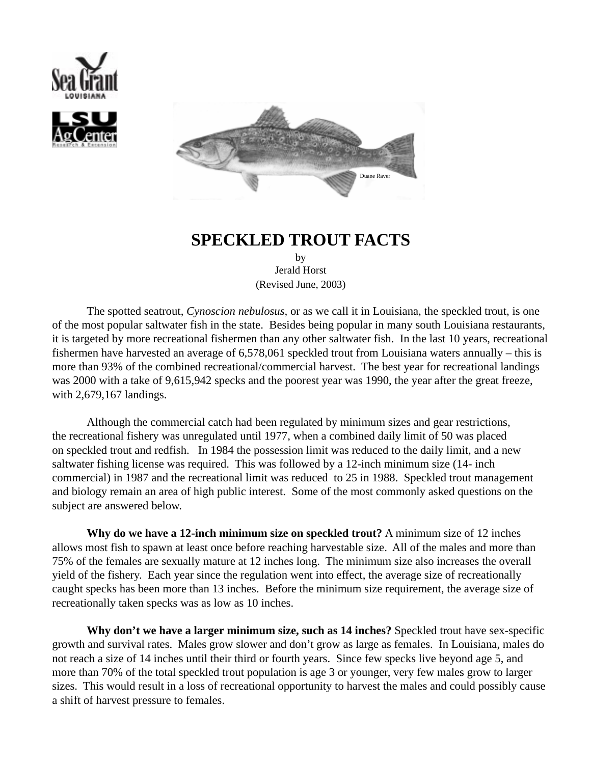# SPECKLED TROUT FACTS

by
Jerald Horst
(Revised June, 2003)

The spotted seatrout, *Cynoscion nebulosus*, or as we call it in Louisiana, the speckled trout, is one of the most popular saltwater fish in the state. Besides being popular in many south Louisiana restaurants, it is targeted by more recreational fishermen than any other saltwater fish. In the last 10 years, recreational fishermen have harvested an average of 6,578,061 speckled trout from Louisiana waters annually – this is more than 93% of the combined recreational/commercial harvest. The best year for recreational landings was 2000 with a take of 9,615,942 specks and the poorest year was 1990, the year after the great freeze, with 2,679,167 landings.

Although the commercial catch had been regulated by minimum sizes and gear restrictions, the recreational fishery was unregulated until 1977, when a combined daily limit of 50 was placed on speckled trout and redfish. In 1984 the possession limit was reduced to the daily limit, and a new saltwater fishing license was required. This was followed by a 12-inch minimum size (14- inch commercial) in 1987 and the recreational limit was reduced to 25 in 1988. Speckled trout management and biology remain an area of high public interest. Some of the most commonly asked questions on the subject are answered below.

**Why do we have a 12-inch minimum size on speckled trout?** A minimum size of 12 inches allows most fish to spawn at least once before reaching harvestable size. All of the males and more than 75% of the females are sexually mature at 12 inches long. The minimum size also increases the overall yield of the fishery. Each year since the regulation went into effect, the average size of recreationally caught specks has been more than 13 inches. Before the minimum size requirement, the average size of recreationally taken specks was as low as 10 inches.

**Why don't we have a larger minimum size, such as 14 inches?** Speckled trout have sex-specific growth and survival rates. Males grow slower and don't grow as large as females. In Louisiana, males do not reach a size of 14 inches until their third or fourth years. Since few specks live beyond age 5, and more than 70% of the total speckled trout population is age 3 or younger, very few males grow to larger sizes. This would result in a loss of recreational opportunity to harvest the males and could possibly cause a shift of harvest pressure to females.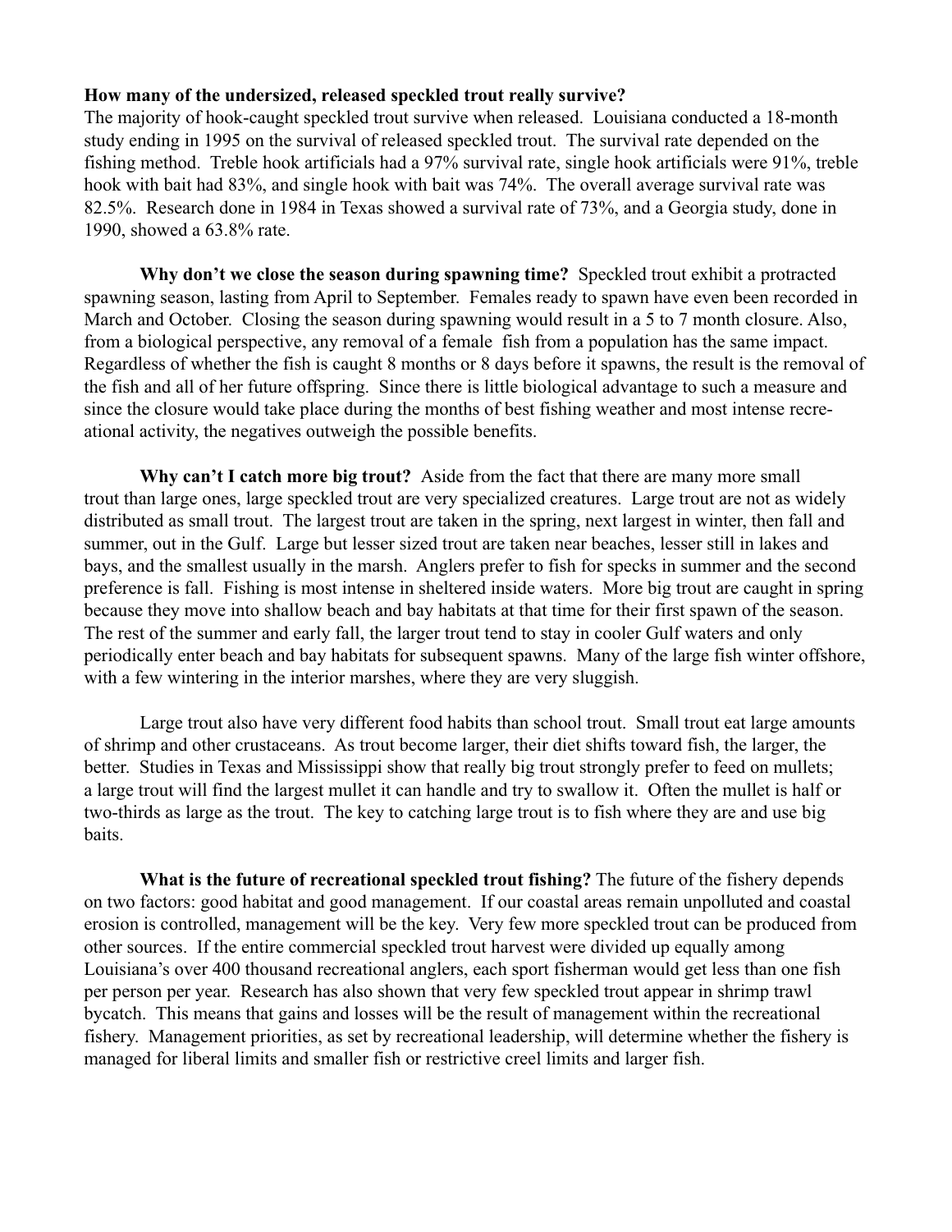**How many of the undersized, released speckled trout really survive?**
The majority of hook-caught speckled trout survive when released. Louisiana conducted a 18-month study ending in 1995 on the survival of released speckled trout. The survival rate depended on the fishing method. Treble hook artificials had a 97% survival rate, single hook artificials were 91%, treble hook with bait had 83%, and single hook with bait was 74%. The overall average survival rate was 82.5%. Research done in 1984 in Texas showed a survival rate of 73%, and a Georgia study, done in 1990, showed a 63.8% rate.

**Why don't we close the season during spawning time?** Speckled trout exhibit a protracted spawning season, lasting from April to September. Females ready to spawn have even been recorded in March and October. Closing the season during spawning would result in a 5 to 7 month closure. Also, from a biological perspective, any removal of a female fish from a population has the same impact. Regardless of whether the fish is caught 8 months or 8 days before it spawns, the result is the removal of the fish and all of her future offspring. Since there is little biological advantage to such a measure and since the closure would take place during the months of best fishing weather and most intense recreational activity, the negatives outweigh the possible benefits.

**Why can't I catch more big trout?** Aside from the fact that there are many more small trout than large ones, large speckled trout are very specialized creatures. Large trout are not as widely distributed as small trout. The largest trout are taken in the spring, next largest in winter, then fall and summer, out in the Gulf. Large but lesser sized trout are taken near beaches, lesser still in lakes and bays, and the smallest usually in the marsh. Anglers prefer to fish for specks in summer and the second preference is fall. Fishing is most intense in sheltered inside waters. More big trout are caught in spring because they move into shallow beach and bay habitats at that time for their first spawn of the season. The rest of the summer and early fall, the larger trout tend to stay in cooler Gulf waters and only periodically enter beach and bay habitats for subsequent spawns. Many of the large fish winter offshore, with a few wintering in the interior marshes, where they are very sluggish.

Large trout also have very different food habits than school trout. Small trout eat large amounts of shrimp and other crustaceans. As trout become larger, their diet shifts toward fish, the larger, the better. Studies in Texas and Mississippi show that really big trout strongly prefer to feed on mullets; a large trout will find the largest mullet it can handle and try to swallow it. Often the mullet is half or two-thirds as large as the trout. The key to catching large trout is to fish where they are and use big baits.

**What is the future of recreational speckled trout fishing?** The future of the fishery depends on two factors: good habitat and good management. If our coastal areas remain unpolluted and coastal erosion is controlled, management will be the key. Very few more speckled trout can be produced from other sources. If the entire commercial speckled trout harvest were divided up equally among Louisiana's over 400 thousand recreational anglers, each sport fisherman would get less than one fish per person per year. Research has also shown that very few speckled trout appear in shrimp trawl bycatch. This means that gains and losses will be the result of management within the recreational fishery. Management priorities, as set by recreational leadership, will determine whether the fishery is managed for liberal limits and smaller fish or restrictive creel limits and larger fish.